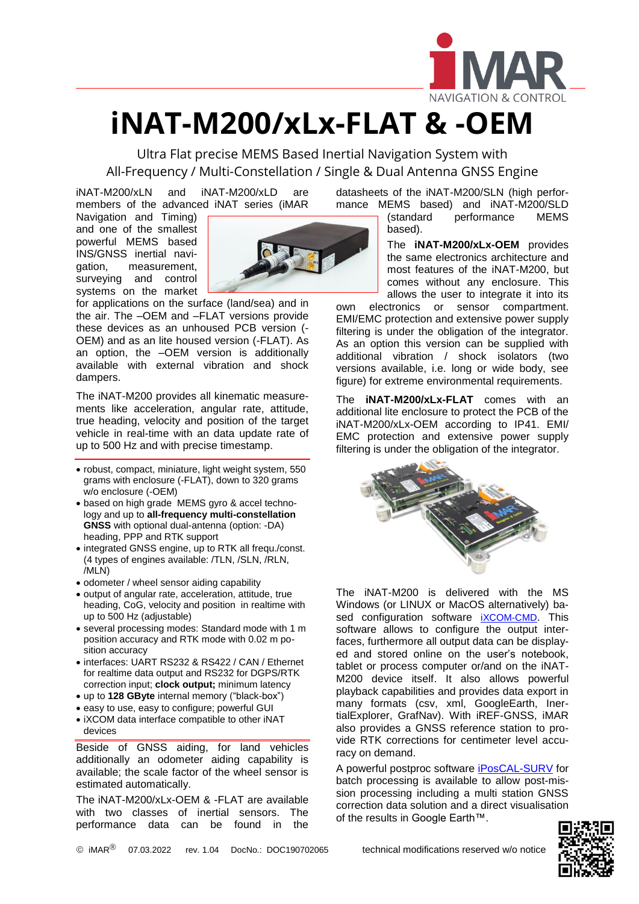# iNAT-M200/xLx-FLAT & -OEM

Ultra Flat precise MEMS Based Inertial Navigation System with
All-Frequency / Multi-Constellation / Single & Dual Antenna GNSS Engine

iNAT-M200/xLN and iNAT-M200/xLD are members of the advanced iNAT series (iMAR Navigation and Timing) and one of the smallest powerful MEMS based INS/GNSS inertial navigation, measurement, surveying and control systems on the market for applications on the surface (land/sea) and in the air. The –OEM and –FLAT versions provide these devices as an unhoused PCB version (-OEM) and as an lite housed version (-FLAT). As an option, the –OEM version is additionally available with external vibration and shock dampers.

The iNAT-M200 provides all kinematic measurements like acceleration, angular rate, attitude, true heading, velocity and position of the target vehicle in real-time with an data update rate of up to 500 Hz and with precise timestamp.

- robust, compact, miniature, light weight system, 550 grams with enclosure (-FLAT), down to 320 grams w/o enclosure (-OEM)
- based on high grade MEMS gyro & accel technology and up to **all-frequency multi-constellation GNSS** with optional dual-antenna (option: -DA) heading, PPP and RTK support
- integrated GNSS engine, up to RTK all frequ./const. (4 types of engines available: /TLN, /SLN, /RLN, /MLN)
- odometer / wheel sensor aiding capability
- output of angular rate, acceleration, attitude, true heading, CoG, velocity and position in realtime with up to 500 Hz (adjustable)
- several processing modes: Standard mode with 1 m position accuracy and RTK mode with 0.02 m position accuracy
- interfaces: UART RS232 & RS422 / CAN / Ethernet for realtime data output and RS232 for DGPS/RTK correction input; **clock output;** minimum latency
- up to **128 GByte** internal memory ("black-box")
- easy to use, easy to configure; powerful GUI
- iXCOM data interface compatible to other iNAT devices

Beside of GNSS aiding, for land vehicles additionally an odometer aiding capability is available; the scale factor of the wheel sensor is estimated automatically.

The iNAT-M200/xLx-OEM & -FLAT are available with two classes of inertial sensors. The performance data can be found in the datasheets of the iNAT-M200/SLN (high performance MEMS based) and iNAT-M200/SLD (standard performance MEMS based).

The **iNAT-M200/xLx-OEM** provides the same electronics architecture and most features of the iNAT-M200, but comes without any enclosure. This allows the user to integrate it into its own electronics or sensor compartment. EMI/EMC protection and extensive power supply filtering is under the obligation of the integrator. As an option this version can be supplied with additional vibration / shock isolators (two versions available, i.e. long or wide body, see figure) for extreme environmental requirements.

The **iNAT-M200/xLx-FLAT** comes with an additional lite enclosure to protect the PCB of the iNAT-M200/xLx-OEM according to IP41. EMI/ EMC protection and extensive power supply filtering is under the obligation of the integrator.

The iNAT-M200 is delivered with the MS Windows (or LINUX or MacOS alternatively) based configuration software iXCOM-CMD. This software allows to configure the output interfaces, furthermore all output data can be displayed and stored online on the user's notebook, tablet or process computer or/and on the iNAT-M200 device itself. It also allows powerful playback capabilities and provides data export in many formats (csv, xml, GoogleEarth, InertialExplorer, GrafNav). With iREF-GNSS, iMAR also provides a GNSS reference station to provide RTK corrections for centimeter level accuracy on demand.

A powerful postproc software iPosCAL-SURV for batch processing is available to allow post-mission processing including a multi station GNSS correction data solution and a direct visualisation of the results in Google Earth™.

© iMAR® 07.03.2022 rev. 1.04 DocNo.: DOC190702065 technical modifications reserved w/o notice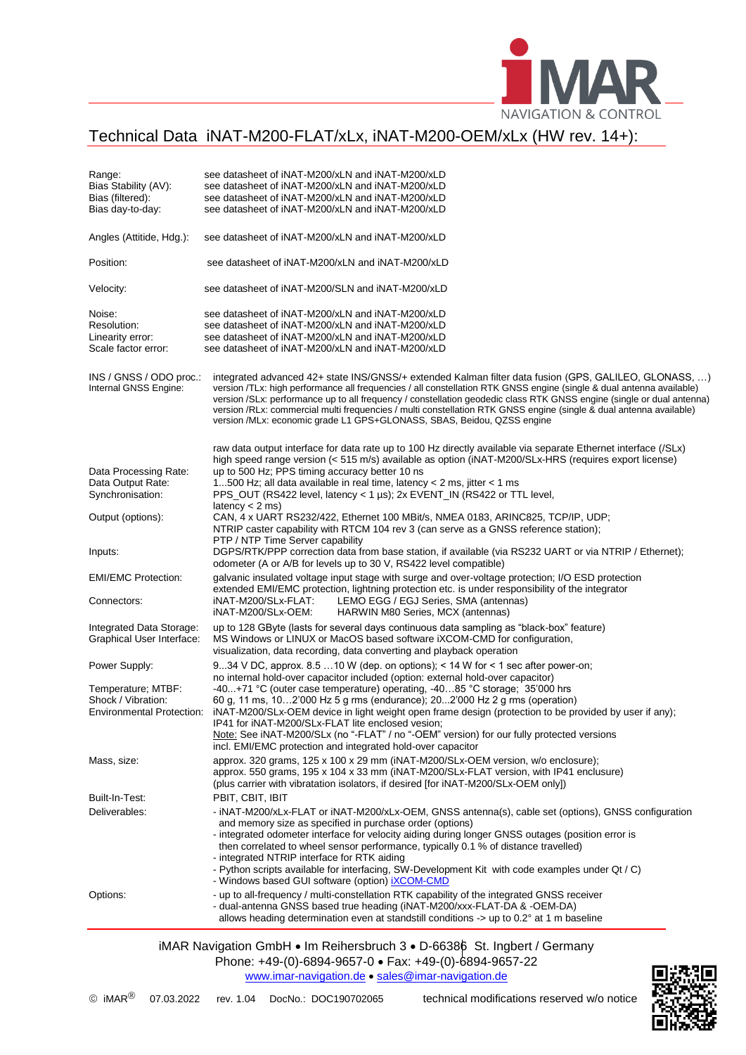## Technical Data iNAT-M200-FLAT/xLx, iNAT-M200-OEM/xLx (HW rev. 14+):

| | |
|---|---|
| Range: | see datasheet of iNAT-M200/xLN and iNAT-M200/xLD |
| Bias Stability (AV): | see datasheet of iNAT-M200/xLN and iNAT-M200/xLD |
| Bias (filtered): | see datasheet of iNAT-M200/xLN and iNAT-M200/xLD |
| Bias day-to-day: | see datasheet of iNAT-M200/xLN and iNAT-M200/xLD |
| Angles (Attitide, Hdg.): | see datasheet of iNAT-M200/xLN and iNAT-M200/xLD |
| Position: | see datasheet of iNAT-M200/xLN and iNAT-M200/xLD |
| Velocity: | see datasheet of iNAT-M200/SLN and iNAT-M200/xLD |
| Noise: | see datasheet of iNAT-M200/xLN and iNAT-M200/xLD |
| Resolution: | see datasheet of iNAT-M200/xLN and iNAT-M200/xLD |
| Linearity error: | see datasheet of iNAT-M200/xLN and iNAT-M200/xLD |
| Scale factor error: | see datasheet of iNAT-M200/xLN and iNAT-M200/xLD |
| INS / GNSS / ODO proc.: | integrated advanced 42+ state INS/GNSS/+ extended Kalman filter data fusion (GPS, GALILEO, GLONASS, …) |
| Internal GNSS Engine: | version /TLx: high performance all frequencies / all constellation RTK GNSS engine (single & dual antenna available)<br>version /SLx: performance up to all frequency / constellation geodedic class RTK GNSS engine (single or dual antenna)<br>version /RLx: commercial multi frequencies / multi constellation RTK GNSS engine (single & dual antenna available)<br>version /MLx: economic grade L1 GPS+GLONASS, SBAS, Beidou, QZSS engine<br><br>raw data output interface for data rate up to 100 Hz directly available via separate Ethernet interface (/SLx)<br>high speed range version (< 515 m/s) available as option (iNAT-M200/SLx-HRS (requires export license) |
| Data Processing Rate: | up to 500 Hz; PPS timing accuracy better 10 ns |
| Data Output Rate: | 1…500 Hz; all data available in real time, latency < 2 ms, jitter < 1 ms |
| Synchronisation: | PPS_OUT (RS422 level, latency < 1 µs); 2x EVENT_IN (RS422 or TTL level, latency < 2 ms) |
| Output (options): | CAN, 4 x UART RS232/422, Ethernet 100 MBit/s, NMEA 0183, ARINC825, TCP/IP, UDP; NTRIP caster capability with RTCM 104 rev 3 (can serve as a GNSS reference station); PTP / NTP Time Server capability |
| Inputs: | DGPS/RTK/PPP correction data from base station, if available (via RS232 UART or via NTRIP / Ethernet); odometer (A or A/B for levels up to 30 V, RS422 level compatible) |
| EMI/EMC Protection: | galvanic insulated voltage input stage with surge and over-voltage protection; I/O ESD protection extended EMI/EMC protection, lightning protection etc. is under responsibility of the integrator |
| Connectors: | iNAT-M200/SLx-FLAT: LEMO EGG / EGJ Series, SMA (antennas)<br>iNAT-M200/SLx-OEM: HARWIN M80 Series, MCX (antennas) |
| Integrated Data Storage: | up to 128 GByte (lasts for several days continuous data sampling as "black-box" feature) |
| Graphical User Interface: | MS Windows or LINUX or MacOS based software iXCOM-CMD for configuration, visualization, data recording, data converting and playback operation |
| Power Supply: | 9...34 V DC, approx. 8.5 …10 W (dep. on options); < 14 W for < 1 sec after power-on; no internal hold-over capacitor included (option: external hold-over capacitor) |
| Temperature; MTBF: | -40...+71 °C (outer case temperature) operating, -40...85 °C storage; 35'000 hrs |
| Shock / Vibration: | 60 g, 11 ms, 10…2'000 Hz 5 g rms (endurance); 20...2'000 Hz 2 g rms (operation) |
| Environmental Protection: | iNAT-M200/SLx-OEM device in light weight open frame design (protection to be provided by user if any); IP41 for iNAT-M200/SLx-FLAT lite enclosed vesion;<br>Note: See iNAT-M200/SLx (no "-FLAT" / no "-OEM" version) for our fully protected versions incl. EMI/EMC protection and integrated hold-over capacitor |
| Mass, size: | approx. 320 grams, 125 x 100 x 29 mm (iNAT-M200/SLx-OEM version, w/o enclosure);<br>approx. 550 grams, 195 x 104 x 33 mm (iNAT-M200/SLx-FLAT version, with IP41 enclusure)<br>(plus carrier with vibration isolators, if desired [for iNAT-M200/SLx-OEM only]) |
| Built-In-Test: | PBIT, CBIT, IBIT |
| Deliverables: | - iNAT-M200/xLx-FLAT or iNAT-M200/xLx-OEM, GNSS antenna(s), cable set (options), GNSS configuration and memory size as specified in purchase order (options)<br>- integrated odometer interface for velocity aiding during longer GNSS outages (position error is then correlated to wheel sensor performance, typically 0.1 % of distance travelled)<br>- integrated NTRIP interface for RTK aiding<br>- Python scripts available for interfacing, SW-Development Kit with code examples under Qt / C)<br>- Windows based GUI software (option) iXCOM-CMD |
| Options: | - up to all-frequency / multi-constellation RTK capability of the integrated GNSS receiver<br>- dual-antenna GNSS based true heading (iNAT-M200/xxx-FLAT-DA & -OEM-DA) allows heading determination even at standstill conditions -> up to 0.2° at 1 m baseline |

iMAR Navigation GmbH • Im Reihersbruch 3 • D-66386 St. Ingbert / Germany
Phone: +49-(0)-6894-9657-0 • Fax: +49-(0)-6894-9657-22
www.imar-navigation.de • sales@imar-navigation.de

© iMAR® 07.03.2022 rev. 1.04 DocNo.: DOC190702065 technical modifications reserved w/o notice